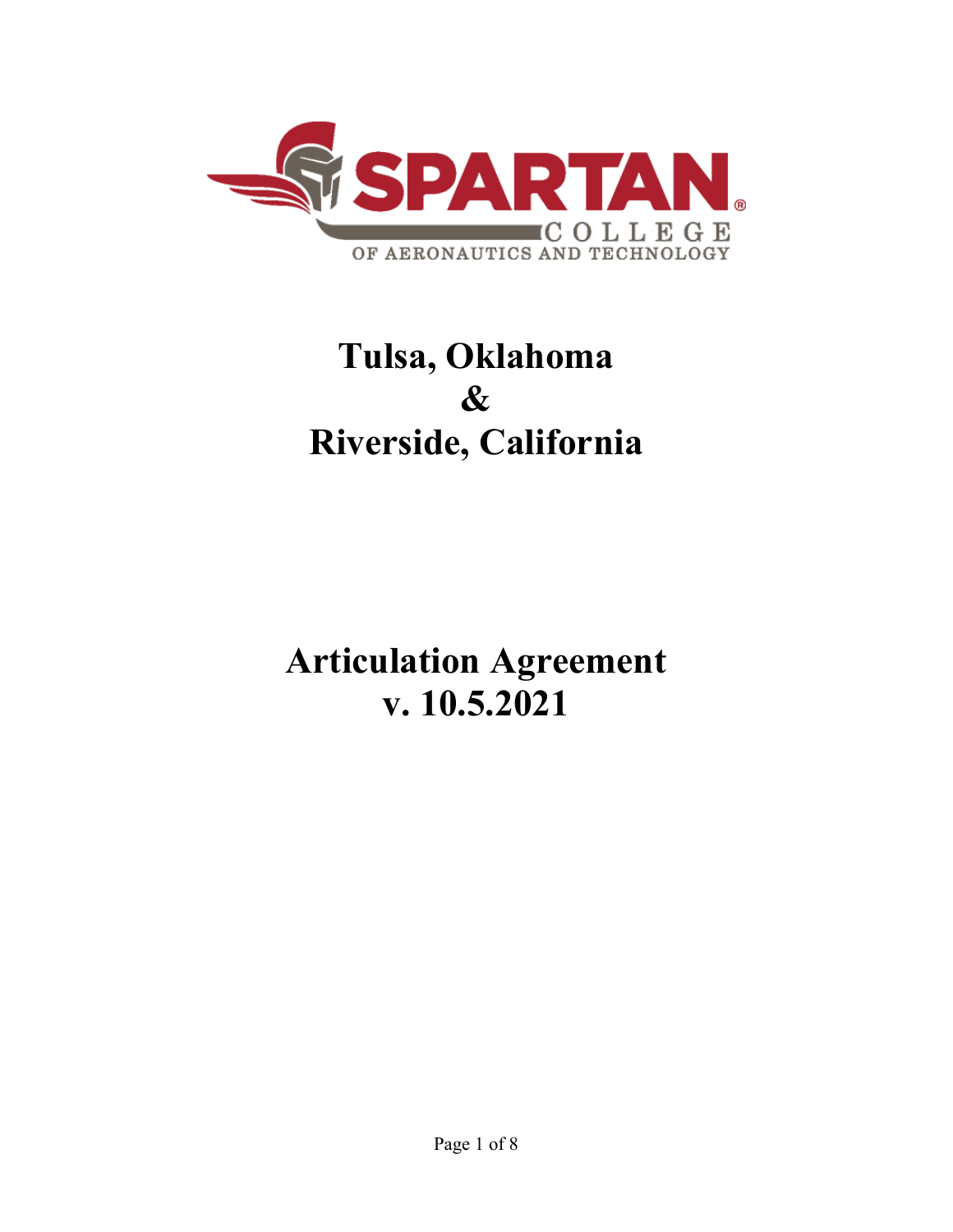SPARTAN

COLLEGE

OF AERONAUTICS AND TECHNOLOGY

# Tulsa, Oklahoma
# &
# Riverside, California

# Articulation Agreement
# v. 10.5.2021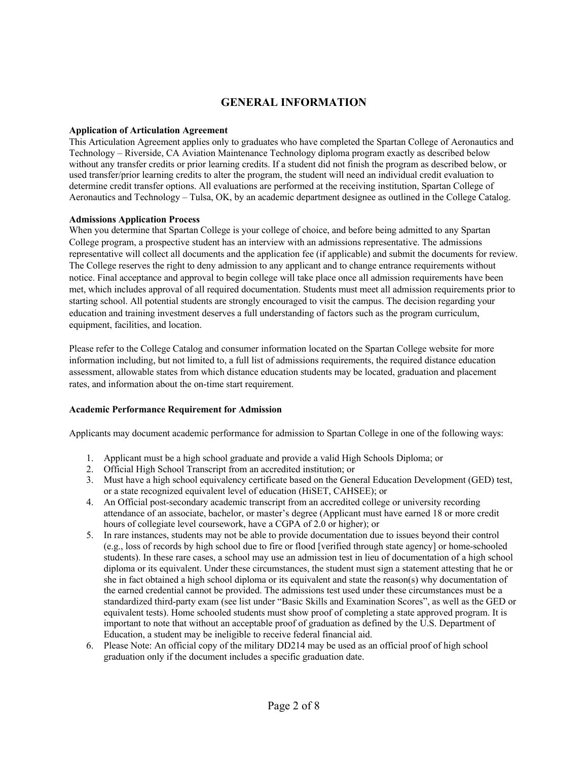# GENERAL INFORMATION

**Application of Articulation Agreement**

This Articulation Agreement applies only to graduates who have completed the Spartan College of Aeronautics and Technology – Riverside, CA Aviation Maintenance Technology diploma program exactly as described below without any transfer credits or prior learning credits. If a student did not finish the program as described below, or used transfer/prior learning credits to alter the program, the student will need an individual credit evaluation to determine credit transfer options. All evaluations are performed at the receiving institution, Spartan College of Aeronautics and Technology – Tulsa, OK, by an academic department designee as outlined in the College Catalog.

**Admissions Application Process**

When you determine that Spartan College is your college of choice, and before being admitted to any Spartan College program, a prospective student has an interview with an admissions representative. The admissions representative will collect all documents and the application fee (if applicable) and submit the documents for review. The College reserves the right to deny admission to any applicant and to change entrance requirements without notice. Final acceptance and approval to begin college will take place once all admission requirements have been met, which includes approval of all required documentation. Students must meet all admission requirements prior to starting school. All potential students are strongly encouraged to visit the campus. The decision regarding your education and training investment deserves a full understanding of factors such as the program curriculum, equipment, facilities, and location.

Please refer to the College Catalog and consumer information located on the Spartan College website for more information including, but not limited to, a full list of admissions requirements, the required distance education assessment, allowable states from which distance education students may be located, graduation and placement rates, and information about the on-time start requirement.

**Academic Performance Requirement for Admission**

Applicants may document academic performance for admission to Spartan College in one of the following ways:

1. Applicant must be a high school graduate and provide a valid High Schools Diploma; or
2. Official High School Transcript from an accredited institution; or
3. Must have a high school equivalency certificate based on the General Education Development (GED) test, or a state recognized equivalent level of education (HiSET, CAHSEE); or
4. An Official post-secondary academic transcript from an accredited college or university recording attendance of an associate, bachelor, or master's degree (Applicant must have earned 18 or more credit hours of collegiate level coursework, have a CGPA of 2.0 or higher); or
5. In rare instances, students may not be able to provide documentation due to issues beyond their control (e.g., loss of records by high school due to fire or flood [verified through state agency] or home-schooled students). In these rare cases, a school may use an admission test in lieu of documentation of a high school diploma or its equivalent. Under these circumstances, the student must sign a statement attesting that he or she in fact obtained a high school diploma or its equivalent and state the reason(s) why documentation of the earned credential cannot be provided. The admissions test used under these circumstances must be a standardized third-party exam (see list under "Basic Skills and Examination Scores", as well as the GED or equivalent tests). Home schooled students must show proof of completing a state approved program. It is important to note that without an acceptable proof of graduation as defined by the U.S. Department of Education, a student may be ineligible to receive federal financial aid.
6. Please Note: An official copy of the military DD214 may be used as an official proof of high school graduation only if the document includes a specific graduation date.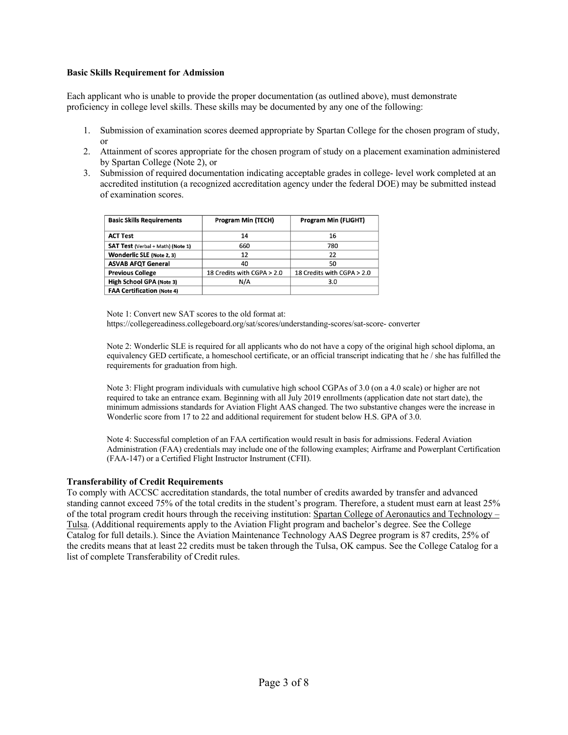**Basic Skills Requirement for Admission**

Each applicant who is unable to provide the proper documentation (as outlined above), must demonstrate proficiency in college level skills. These skills may be documented by any one of the following:

1. Submission of examination scores deemed appropriate by Spartan College for the chosen program of study, or
2. Attainment of scores appropriate for the chosen program of study on a placement examination administered by Spartan College (Note 2), or
3. Submission of required documentation indicating acceptable grades in college- level work completed at an accredited institution (a recognized accreditation agency under the federal DOE) may be submitted instead of examination scores.

| Basic Skills Requirements | Program Min (TECH) | Program Min (FLIGHT) |
|---|---|---|
| ACT Test | 14 | 16 |
| SAT Test (Verbal + Math) (Note 1) | 660 | 780 |
| Wonderlic SLE (Note 2, 3) | 12 | 22 |
| ASVAB AFQT General | 40 | 50 |
| Previous College | 18 Credits with CGPA > 2.0 | 18 Credits with CGPA > 2.0 |
| High School GPA (Note 3) | N/A | 3.0 |
| FAA Certification (Note 4) | | |

Note 1: Convert new SAT scores to the old format at: https://collegereadiness.collegeboard.org/sat/scores/understanding-scores/sat-score- converter

Note 2: Wonderlic SLE is required for all applicants who do not have a copy of the original high school diploma, an equivalency GED certificate, a homeschool certificate, or an official transcript indicating that he / she has fulfilled the requirements for graduation from high.

Note 3: Flight program individuals with cumulative high school CGPAs of 3.0 (on a 4.0 scale) or higher are not required to take an entrance exam. Beginning with all July 2019 enrollments (application date not start date), the minimum admissions standards for Aviation Flight AAS changed. The two substantive changes were the increase in Wonderlic score from 17 to 22 and additional requirement for student below H.S. GPA of 3.0.

Note 4: Successful completion of an FAA certification would result in basis for admissions. Federal Aviation Administration (FAA) credentials may include one of the following examples; Airframe and Powerplant Certification (FAA-147) or a Certified Flight Instructor Instrument (CFII).

**Transferability of Credit Requirements**

To comply with ACCSC accreditation standards, the total number of credits awarded by transfer and advanced standing cannot exceed 75% of the total credits in the student's program. Therefore, a student must earn at least 25% of the total program credit hours through the receiving institution: Spartan College of Aeronautics and Technology – Tulsa. (Additional requirements apply to the Aviation Flight program and bachelor's degree. See the College Catalog for full details.). Since the Aviation Maintenance Technology AAS Degree program is 87 credits, 25% of the credits means that at least 22 credits must be taken through the Tulsa, OK campus. See the College Catalog for a list of complete Transferability of Credit rules.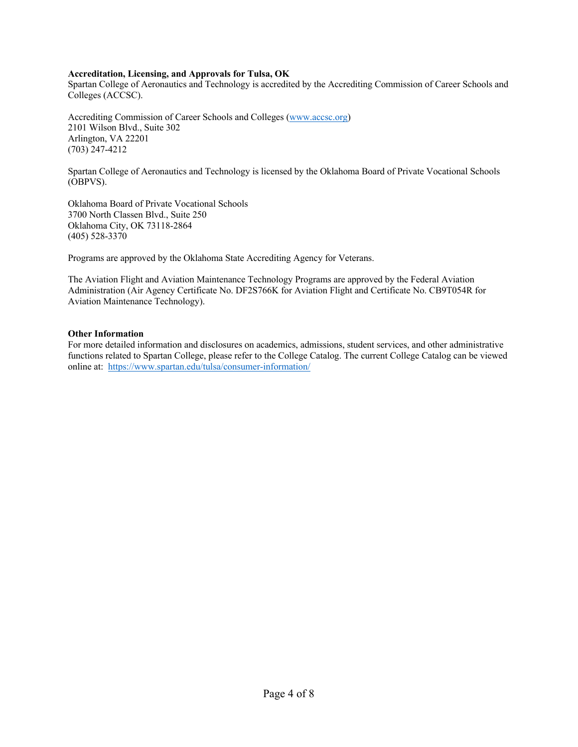**Accreditation, Licensing, and Approvals for Tulsa, OK**

Spartan College of Aeronautics and Technology is accredited by the Accrediting Commission of Career Schools and Colleges (ACCSC).

Accrediting Commission of Career Schools and Colleges (www.accsc.org)
2101 Wilson Blvd., Suite 302
Arlington, VA 22201
(703) 247-4212

Spartan College of Aeronautics and Technology is licensed by the Oklahoma Board of Private Vocational Schools (OBPVS).

Oklahoma Board of Private Vocational Schools
3700 North Classen Blvd., Suite 250
Oklahoma City, OK 73118-2864
(405) 528-3370

Programs are approved by the Oklahoma State Accrediting Agency for Veterans.

The Aviation Flight and Aviation Maintenance Technology Programs are approved by the Federal Aviation Administration (Air Agency Certificate No. DF2S766K for Aviation Flight and Certificate No. CB9T054R for Aviation Maintenance Technology).

**Other Information**

For more detailed information and disclosures on academics, admissions, student services, and other administrative functions related to Spartan College, please refer to the College Catalog. The current College Catalog can be viewed online at: https://www.spartan.edu/tulsa/consumer-information/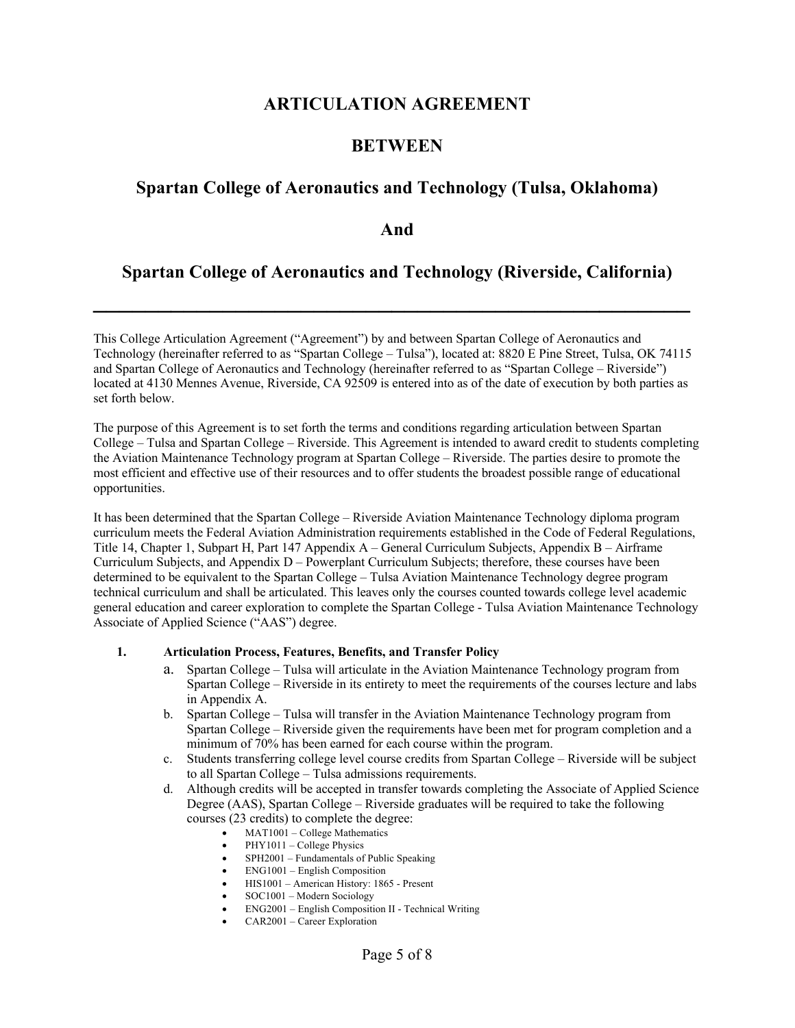# ARTICULATION AGREEMENT

# BETWEEN

## Spartan College of Aeronautics and Technology (Tulsa, Oklahoma)

## And

## Spartan College of Aeronautics and Technology (Riverside, California)

---

This College Articulation Agreement ("Agreement") by and between Spartan College of Aeronautics and Technology (hereinafter referred to as "Spartan College – Tulsa"), located at: 8820 E Pine Street, Tulsa, OK 74115 and Spartan College of Aeronautics and Technology (hereinafter referred to as "Spartan College – Riverside") located at 4130 Mennes Avenue, Riverside, CA 92509 is entered into as of the date of execution by both parties as set forth below.

The purpose of this Agreement is to set forth the terms and conditions regarding articulation between Spartan College – Tulsa and Spartan College – Riverside. This Agreement is intended to award credit to students completing the Aviation Maintenance Technology program at Spartan College – Riverside. The parties desire to promote the most efficient and effective use of their resources and to offer students the broadest possible range of educational opportunities.

It has been determined that the Spartan College – Riverside Aviation Maintenance Technology diploma program curriculum meets the Federal Aviation Administration requirements established in the Code of Federal Regulations, Title 14, Chapter 1, Subpart H, Part 147 Appendix A – General Curriculum Subjects, Appendix B – Airframe Curriculum Subjects, and Appendix D – Powerplant Curriculum Subjects; therefore, these courses have been determined to be equivalent to the Spartan College – Tulsa Aviation Maintenance Technology degree program technical curriculum and shall be articulated. This leaves only the courses counted towards college level academic general education and career exploration to complete the Spartan College - Tulsa Aviation Maintenance Technology Associate of Applied Science ("AAS") degree.

**1. Articulation Process, Features, Benefits, and Transfer Policy**

a. Spartan College – Tulsa will articulate in the Aviation Maintenance Technology program from Spartan College – Riverside in its entirety to meet the requirements of the courses lecture and labs in Appendix A.

b. Spartan College – Tulsa will transfer in the Aviation Maintenance Technology program from Spartan College – Riverside given the requirements have been met for program completion and a minimum of 70% has been earned for each course within the program.

c. Students transferring college level course credits from Spartan College – Riverside will be subject to all Spartan College – Tulsa admissions requirements.

d. Although credits will be accepted in transfer towards completing the Associate of Applied Science Degree (AAS), Spartan College – Riverside graduates will be required to take the following courses (23 credits) to complete the degree:

- MAT1001 – College Mathematics
- PHY1011 – College Physics
- SPH2001 – Fundamentals of Public Speaking
- ENG1001 – English Composition
- HIS1001 – American History: 1865 - Present
- SOC1001 – Modern Sociology
- ENG2001 – English Composition II - Technical Writing
- CAR2001 – Career Exploration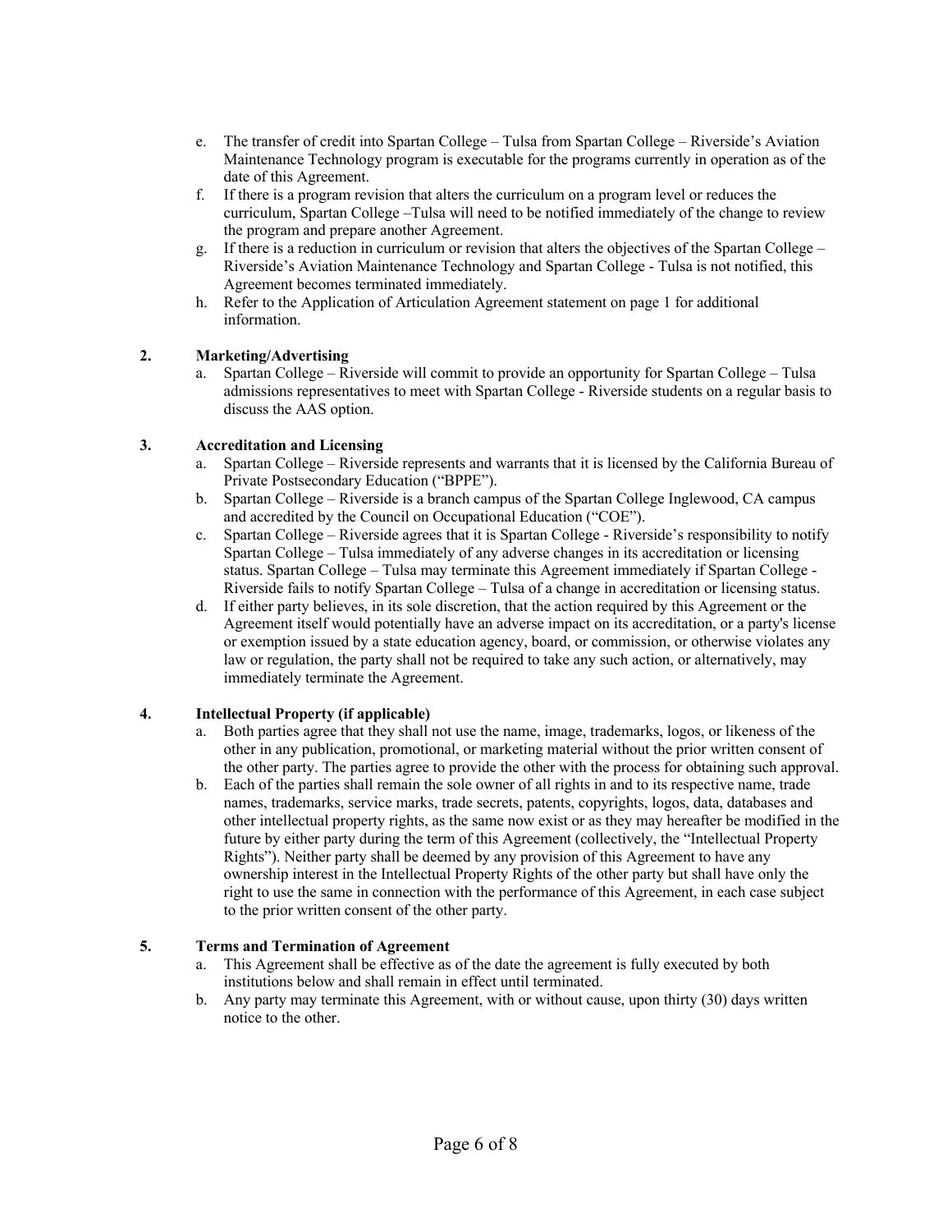e. The transfer of credit into Spartan College – Tulsa from Spartan College – Riverside's Aviation Maintenance Technology program is executable for the programs currently in operation as of the date of this Agreement.

f. If there is a program revision that alters the curriculum on a program level or reduces the curriculum, Spartan College –Tulsa will need to be notified immediately of the change to review the program and prepare another Agreement.

g. If there is a reduction in curriculum or revision that alters the objectives of the Spartan College – Riverside's Aviation Maintenance Technology and Spartan College - Tulsa is not notified, this Agreement becomes terminated immediately.

h. Refer to the Application of Articulation Agreement statement on page 1 for additional information.

**2. Marketing/Advertising**

a. Spartan College – Riverside will commit to provide an opportunity for Spartan College – Tulsa admissions representatives to meet with Spartan College - Riverside students on a regular basis to discuss the AAS option.

**3. Accreditation and Licensing**

a. Spartan College – Riverside represents and warrants that it is licensed by the California Bureau of Private Postsecondary Education ("BPPE").

b. Spartan College – Riverside is a branch campus of the Spartan College Inglewood, CA campus and accredited by the Council on Occupational Education ("COE").

c. Spartan College – Riverside agrees that it is Spartan College - Riverside's responsibility to notify Spartan College – Tulsa immediately of any adverse changes in its accreditation or licensing status. Spartan College – Tulsa may terminate this Agreement immediately if Spartan College - Riverside fails to notify Spartan College – Tulsa of a change in accreditation or licensing status.

d. If either party believes, in its sole discretion, that the action required by this Agreement or the Agreement itself would potentially have an adverse impact on its accreditation, or a party's license or exemption issued by a state education agency, board, or commission, or otherwise violates any law or regulation, the party shall not be required to take any such action, or alternatively, may immediately terminate the Agreement.

**4. Intellectual Property (if applicable)**

a. Both parties agree that they shall not use the name, image, trademarks, logos, or likeness of the other in any publication, promotional, or marketing material without the prior written consent of the other party. The parties agree to provide the other with the process for obtaining such approval.

b. Each of the parties shall remain the sole owner of all rights in and to its respective name, trade names, trademarks, service marks, trade secrets, patents, copyrights, logos, data, databases and other intellectual property rights, as the same now exist or as they may hereafter be modified in the future by either party during the term of this Agreement (collectively, the "Intellectual Property Rights"). Neither party shall be deemed by any provision of this Agreement to have any ownership interest in the Intellectual Property Rights of the other party but shall have only the right to use the same in connection with the performance of this Agreement, in each case subject to the prior written consent of the other party.

**5. Terms and Termination of Agreement**

a. This Agreement shall be effective as of the date the agreement is fully executed by both institutions below and shall remain in effect until terminated.

b. Any party may terminate this Agreement, with or without cause, upon thirty (30) days written notice to the other.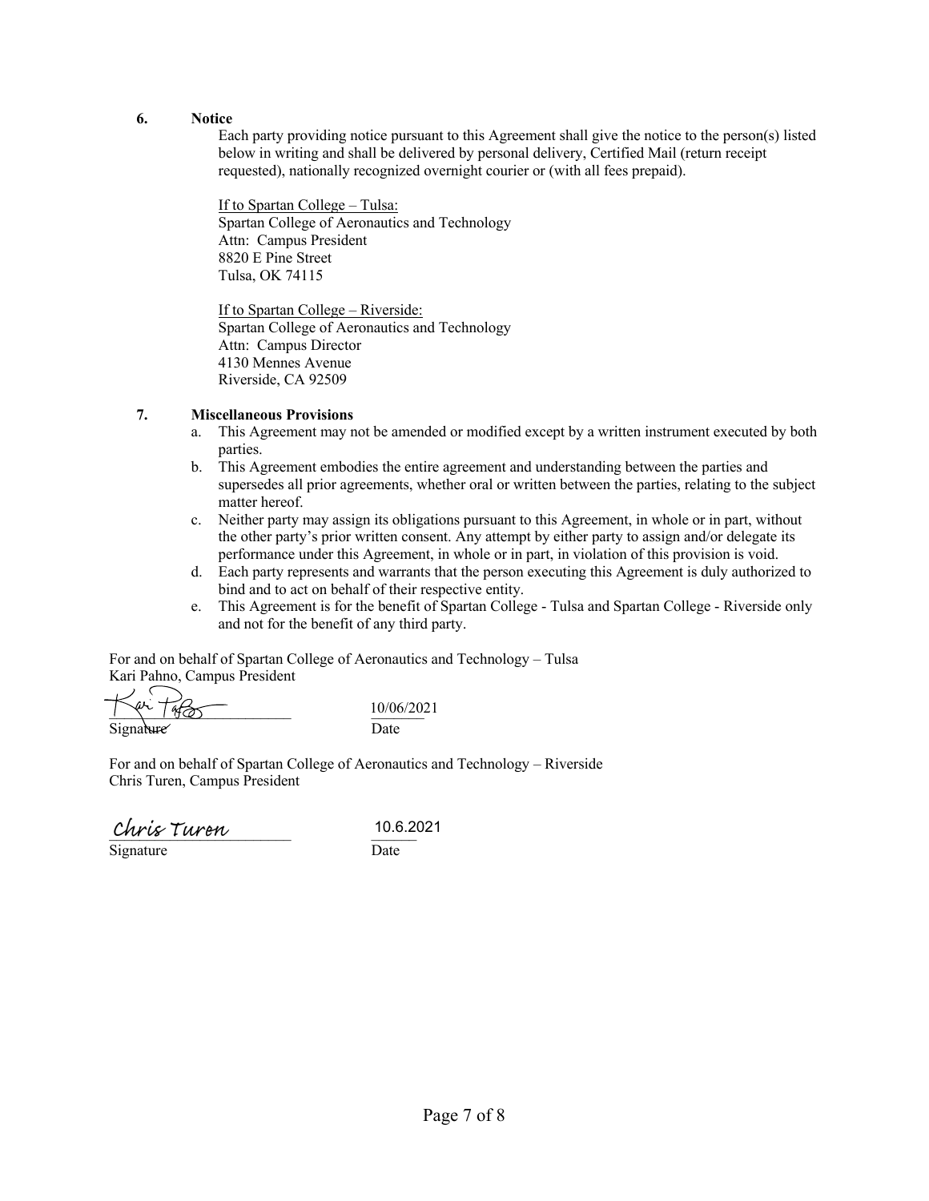**6. Notice**

Each party providing notice pursuant to this Agreement shall give the notice to the person(s) listed below in writing and shall be delivered by personal delivery, Certified Mail (return receipt requested), nationally recognized overnight courier or (with all fees prepaid).

If to Spartan College – Tulsa:
Spartan College of Aeronautics and Technology
Attn: Campus President
8820 E Pine Street
Tulsa, OK 74115

If to Spartan College – Riverside:
Spartan College of Aeronautics and Technology
Attn: Campus Director
4130 Mennes Avenue
Riverside, CA 92509

**7. Miscellaneous Provisions**

a. This Agreement may not be amended or modified except by a written instrument executed by both parties.
b. This Agreement embodies the entire agreement and understanding between the parties and supersedes all prior agreements, whether oral or written between the parties, relating to the subject matter hereof.
c. Neither party may assign its obligations pursuant to this Agreement, in whole or in part, without the other party's prior written consent. Any attempt by either party to assign and/or delegate its performance under this Agreement, in whole or in part, in violation of this provision is void.
d. Each party represents and warrants that the person executing this Agreement is duly authorized to bind and to act on behalf of their respective entity.
e. This Agreement is for the benefit of Spartan College - Tulsa and Spartan College - Riverside only and not for the benefit of any third party.

For and on behalf of Spartan College of Aeronautics and Technology – Tulsa
Kari Pahno, Campus President

Kari Pahno ______________________ 10/06/2021
Signature Date

For and on behalf of Spartan College of Aeronautics and Technology – Riverside
Chris Turen, Campus President

Chris Turen ______________________ 10.6.2021
Signature Date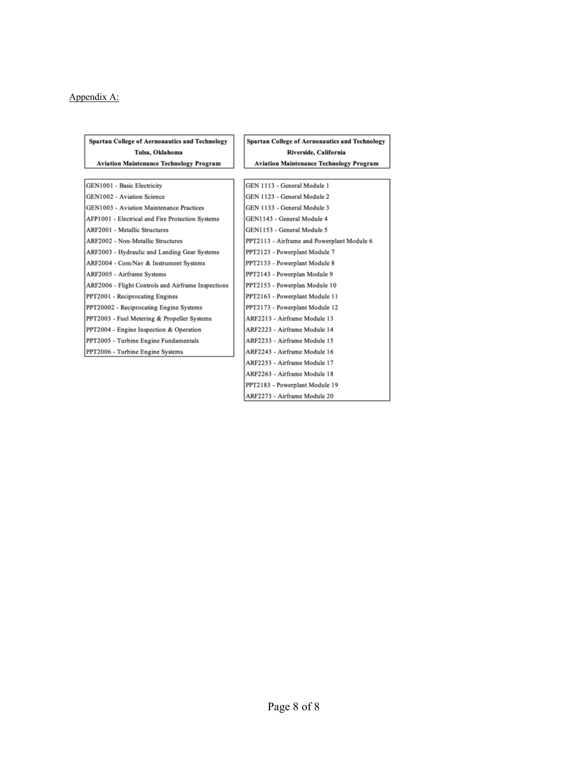Appendix A:

| Spartan College of Aeronautics and Technology<br>Tulsa, Oklahoma<br>Aviation Maintenance Technology Program | Spartan College of Aeronautics and Technology<br>Riverside, California<br>Aviation Maintenance Technology Program |
|---|---|
| GEN1001 - Basic Electricity | GEN 1113 - General Module 1 |
| GEN1002 - Aviation Science | GEN 1123 - General Module 2 |
| GEN1003 - Aviation Maintenance Practices | GEN 1133 - General Module 3 |
| AFP1001 - Electrical and Fire Protection Systems | GEN1143 - General Module 4 |
| ARF2001 - Metallic Structures | GEN1153 - General Module 5 |
| ARF2002 - Non-Metallic Structures | PPT2113 - Airframe and Powerplant Module 6 |
| ARF2003 - Hydraulic and Landing Gear Systems | PPT2123 - Powerplant Module 7 |
| ARF2004 - Com/Nav & Instrument Systems | PPT2133 - Powerplant Module 8 |
| ARF2005 - Airframe Systems | PPT2143 - Powerplan Module 9 |
| ARF2006 - Flight Controls and Airframe Inspections | PPT2153 - Powerplan Module 10 |
| PPT2001 - Reciprocating Engines | PPT2163 - Powerplant Module 11 |
| PPT20002 - Reciprocating Engine Systems | PPT2173 - Powerplant Module 12 |
| PPT2003 - Fuel Metering & Propeller Systems | ARF2213 - Airframe Module 13 |
| PPT2004 - Engine Inspection & Operation | ARF2223 - Airframe Module 14 |
| PPT2005 - Turbine Engine Fundamentals | ARF2233 - Airframe Module 15 |
| PPT2006 - Turbine Engine Systems | ARF2243 - Airframe Module 16 |
| | ARF2253 - Airframe Module 17 |
| | ARF2263 - Airframe Module 18 |
| | PPT2183 - Powerplant Module 19 |
| | ARF2273 - Airframe Module 20 |